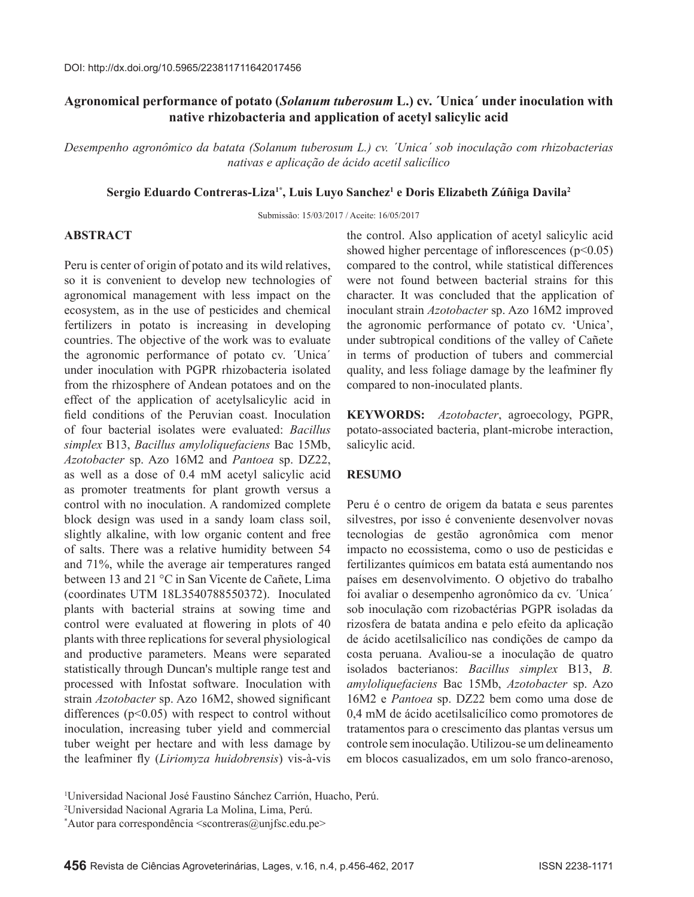DOI: http://dx.doi.org/10.5965/223811711642017456

# Agronomical performance of potato (*Solanum tuberosum* L.) cv. ´Unica´ under inoculation with native rhizobacteria and application of acetyl salicylic acid

*Desempenho agronômico da batata (Solanum tuberosum L.) cv. ´Unica´ sob inoculação com rhizobacterias nativas e aplicação de ácido acetil salicílico*

**Sergio Eduardo Contreras-Liza[1*], Luis Luyo Sanchez[1] e Doris Elizabeth Zúñiga Davila[2]**

Submissão: 15/03/2017 / Aceite: 16/05/2017

## ABSTRACT

Peru is center of origin of potato and its wild relatives, so it is convenient to develop new technologies of agronomical management with less impact on the ecosystem, as in the use of pesticides and chemical fertilizers in potato is increasing in developing countries. The objective of the work was to evaluate the agronomic performance of potato cv. ´Unica´ under inoculation with PGPR rhizobacteria isolated from the rhizosphere of Andean potatoes and on the effect of the application of acetylsalicylic acid in field conditions of the Peruvian coast. Inoculation of four bacterial isolates were evaluated: *Bacillus simplex* B13, *Bacillus amyloliquefaciens* Bac 15Mb, *Azotobacter* sp. Azo 16M2 and *Pantoea* sp. DZ22, as well as a dose of 0.4 mM acetyl salicylic acid as promoter treatments for plant growth versus a control with no inoculation. A randomized complete block design was used in a sandy loam class soil, slightly alkaline, with low organic content and free of salts. There was a relative humidity between 54 and 71%, while the average air temperatures ranged between 13 and 21 °C in San Vicente de Cañete, Lima (coordinates UTM 18L3540788550372). Inoculated plants with bacterial strains at sowing time and control were evaluated at flowering in plots of 40 plants with three replications for several physiological and productive parameters. Means were separated statistically through Duncan's multiple range test and processed with Infostat software. Inoculation with strain *Azotobacter* sp. Azo 16M2, showed significant differences ($p<0.05$) with respect to control without inoculation, increasing tuber yield and commercial tuber weight per hectare and with less damage by the leafminer fly (*Liriomyza huidobrensis*) vis-à-vis the control. Also application of acetyl salicylic acid showed higher percentage of inflorescences ($p<0.05$) compared to the control, while statistical differences were not found between bacterial strains for this character. It was concluded that the application of inoculant strain *Azotobacter* sp. Azo 16M2 improved the agronomic performance of potato cv. 'Unica', under subtropical conditions of the valley of Cañete in terms of production of tubers and commercial quality, and less foliage damage by the leafminer fly compared to non-inoculated plants.

**KEYWORDS:** *Azotobacter*, agroecology, PGPR, potato-associated bacteria, plant-microbe interaction, salicylic acid.

## RESUMO

Peru é o centro de origem da batata e seus parentes silvestres, por isso é conveniente desenvolver novas tecnologias de gestão agronômica com menor impacto no ecossistema, como o uso de pesticidas e fertilizantes químicos em batata está aumentando nos países em desenvolvimento. O objetivo do trabalho foi avaliar o desempenho agronômico da cv. ´Unica´ sob inoculação com rizobactérias PGPR isoladas da rizosfera de batata andina e pelo efeito da aplicação de ácido acetilsalicílico nas condições de campo da costa peruana. Avaliou-se a inoculação de quatro isolados bacterianos: *Bacillus simplex* B13, *B. amyloliquefaciens* Bac 15Mb, *Azotobacter* sp. Azo 16M2 e *Pantoea* sp. DZ22 bem como uma dose de 0,4 mM de ácido acetilsalicílico como promotores de tratamentos para o crescimento das plantas versus um controle sem inoculação. Utilizou-se um delineamento em blocos casualizados, em um solo franco-arenoso,

[1]Universidad Nacional José Faustino Sánchez Carrión, Huacho, Perú.
[2]Universidad Nacional Agraria La Molina, Lima, Perú.
[*]Autor para correspondência <scontreras@unjfsc.edu.pe>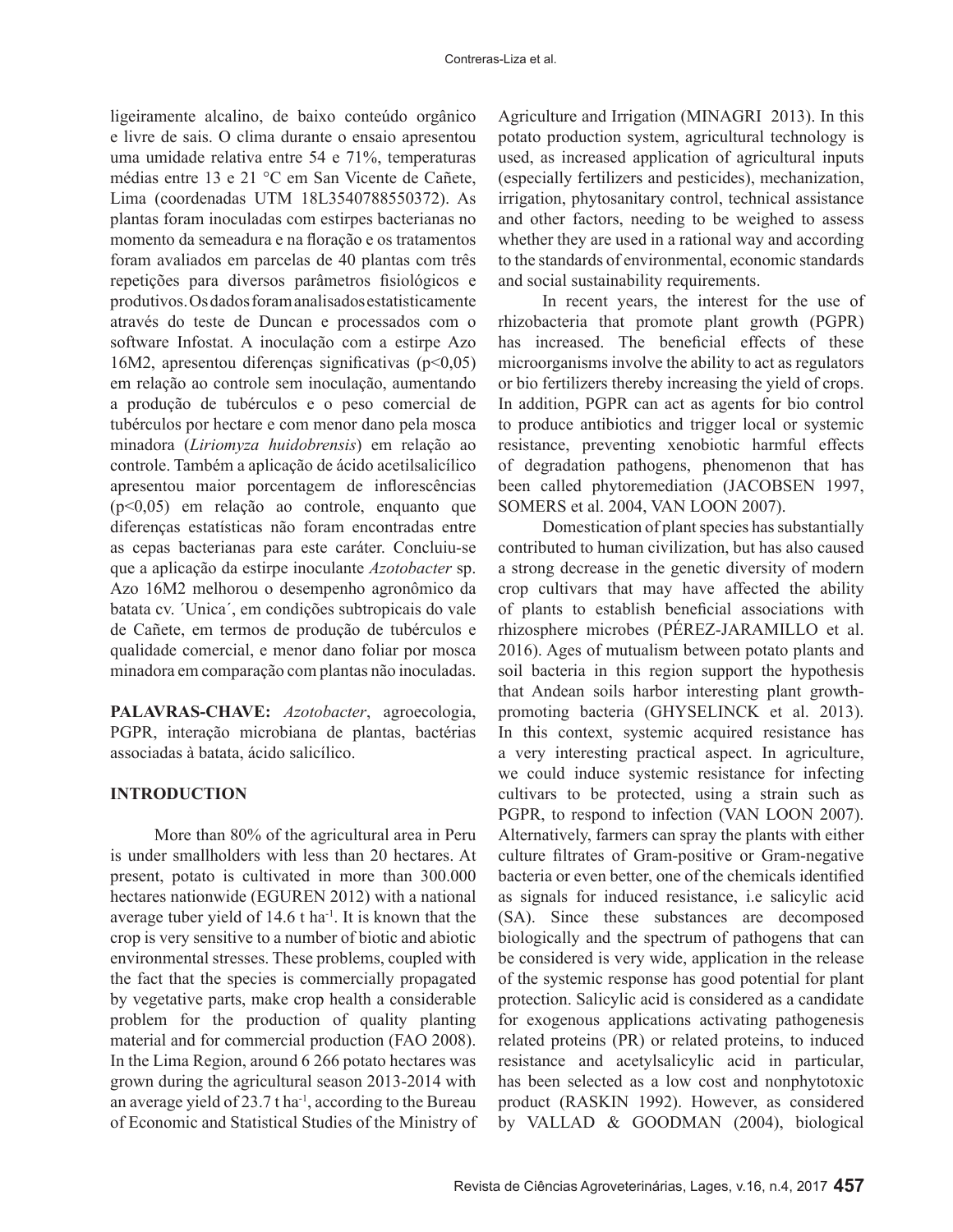ligeiramente alcalino, de baixo conteúdo orgânico e livre de sais. O clima durante o ensaio apresentou uma umidade relativa entre 54 e 71%, temperaturas médias entre 13 e 21 °C em San Vicente de Cañete, Lima (coordenadas UTM 18L3540788550372). As plantas foram inoculadas com estirpes bacterianas no momento da semeadura e na floração e os tratamentos foram avaliados em parcelas de 40 plantas com três repetições para diversos parâmetros fisiológicos e produtivos. Os dados foram analisados estatisticamente através do teste de Duncan e processados com o software Infostat. A inoculação com a estirpe Azo 16M2, apresentou diferenças significativas ($p<0,05$) em relação ao controle sem inoculação, aumentando a produção de tubérculos e o peso comercial de tubérculos por hectare e com menor dano pela mosca minadora (*Liriomyza huidobrensis*) em relação ao controle. Também a aplicação de ácido acetilsalicílico apresentou maior porcentagem de inflorescências ($p<0,05$) em relação ao controle, enquanto que diferenças estatísticas não foram encontradas entre as cepas bacterianas para este caráter. Concluiu-se que a aplicação da estirpe inoculante *Azotobacter* sp. Azo 16M2 melhorou o desempenho agronômico da batata cv. ´Unica´, em condições subtropicais do vale de Cañete, em termos de produção de tubérculos e qualidade comercial, e menor dano foliar por mosca minadora em comparação com plantas não inoculadas.

**PALAVRAS-CHAVE:** *Azotobacter*, agroecologia, PGPR, interação microbiana de plantas, bactérias associadas à batata, ácido salicílico.

## INTRODUCTION

More than 80% of the agricultural area in Peru is under smallholders with less than 20 hectares. At present, potato is cultivated in more than 300.000 hectares nationwide (EGUREN 2012) with a national average tuber yield of 14.6 t ha$^{-1}$. It is known that the crop is very sensitive to a number of biotic and abiotic environmental stresses. These problems, coupled with the fact that the species is commercially propagated by vegetative parts, make crop health a considerable problem for the production of quality planting material and for commercial production (FAO 2008). In the Lima Region, around 6 266 potato hectares was grown during the agricultural season 2013-2014 with an average yield of 23.7 t ha$^{-1}$, according to the Bureau of Economic and Statistical Studies of the Ministry of Agriculture and Irrigation (MINAGRI 2013). In this potato production system, agricultural technology is used, as increased application of agricultural inputs (especially fertilizers and pesticides), mechanization, irrigation, phytosanitary control, technical assistance and other factors, needing to be weighed to assess whether they are used in a rational way and according to the standards of environmental, economic standards and social sustainability requirements.

In recent years, the interest for the use of rhizobacteria that promote plant growth (PGPR) has increased. The beneficial effects of these microorganisms involve the ability to act as regulators or bio fertilizers thereby increasing the yield of crops. In addition, PGPR can act as agents for bio control to produce antibiotics and trigger local or systemic resistance, preventing xenobiotic harmful effects of degradation pathogens, phenomenon that has been called phytoremediation (JACOBSEN 1997, SOMERS et al. 2004, VAN LOON 2007).

Domestication of plant species has substantially contributed to human civilization, but has also caused a strong decrease in the genetic diversity of modern crop cultivars that may have affected the ability of plants to establish beneficial associations with rhizosphere microbes (PÉREZ-JARAMILLO et al. 2016). Ages of mutualism between potato plants and soil bacteria in this region support the hypothesis that Andean soils harbor interesting plant growth-promoting bacteria (GHYSELINCK et al. 2013). In this context, systemic acquired resistance has a very interesting practical aspect. In agriculture, we could induce systemic resistance for infecting cultivars to be protected, using a strain such as PGPR, to respond to infection (VAN LOON 2007). Alternatively, farmers can spray the plants with either culture filtrates of Gram-positive or Gram-negative bacteria or even better, one of the chemicals identified as signals for induced resistance, i.e salicylic acid (SA). Since these substances are decomposed biologically and the spectrum of pathogens that can be considered is very wide, application in the release of the systemic response has good potential for plant protection. Salicylic acid is considered as a candidate for exogenous applications activating pathogenesis related proteins (PR) or related proteins, to induced resistance and acetylsalicylic acid in particular, has been selected as a low cost and nonphytotoxic product (RASKIN 1992). However, as considered by VALLAD & GOODMAN (2004), biological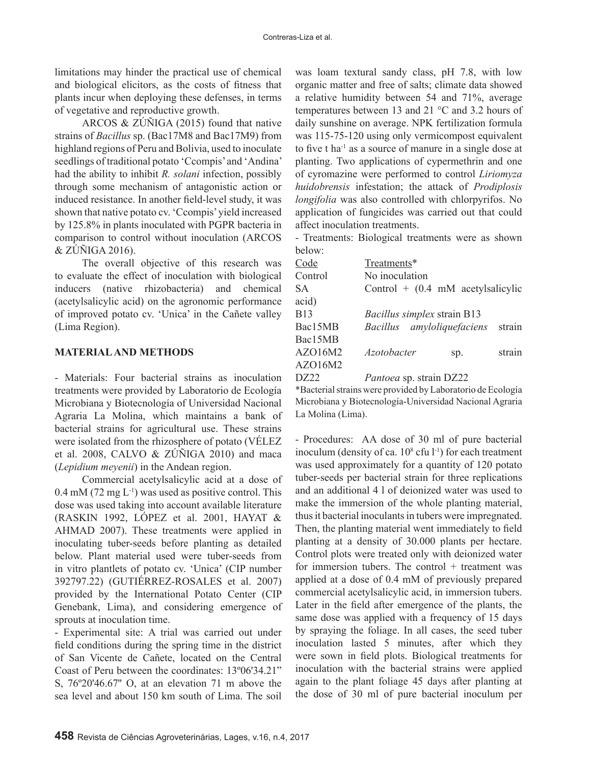limitations may hinder the practical use of chemical and biological elicitors, as the costs of fitness that plants incur when deploying these defenses, in terms of vegetative and reproductive growth.

ARCOS & ZÚÑIGA (2015) found that native strains of *Bacillus* sp. (Bac17M8 and Bac17M9) from highland regions of Peru and Bolivia, used to inoculate seedlings of traditional potato 'Ccompis' and 'Andina' had the ability to inhibit *R. solani* infection, possibly through some mechanism of antagonistic action or induced resistance. In another field-level study, it was shown that native potato cv. 'Ccompis' yield increased by 125.8% in plants inoculated with PGPR bacteria in comparison to control without inoculation (ARCOS & ZÚÑIGA 2016).

The overall objective of this research was to evaluate the effect of inoculation with biological inducers (native rhizobacteria) and chemical (acetylsalicylic acid) on the agronomic performance of improved potato cv. 'Unica' in the Cañete valley (Lima Region).

## MATERIAL AND METHODS

- Materials: Four bacterial strains as inoculation treatments were provided by Laboratorio de Ecología Microbiana y Biotecnología of Universidad Nacional Agraria La Molina, which maintains a bank of bacterial strains for agricultural use. These strains were isolated from the rhizosphere of potato (VÉLEZ et al. 2008, CALVO & ZÚÑIGA 2010) and maca (*Lepidium meyenii*) in the Andean region.

Commercial acetylsalicylic acid at a dose of 0.4 mM (72 mg $L^{-1}$) was used as positive control. This dose was used taking into account available literature (RASKIN 1992, LÓPEZ et al. 2001, HAYAT & AHMAD 2007). These treatments were applied in inoculating tuber-seeds before planting as detailed below. Plant material used were tuber-seeds from in vitro plantlets of potato cv. 'Unica' (CIP number 392797.22) (GUTIÉRREZ-ROSALES et al. 2007) provided by the International Potato Center (CIP Genebank, Lima), and considering emergence of sprouts at inoculation time.

- Experimental site: A trial was carried out under field conditions during the spring time in the district of San Vicente de Cañete, located on the Central Coast of Peru between the coordinates: 13º06'34.21" S, 76º20'46.67" O, at an elevation 71 m above the sea level and about 150 km south of Lima. The soil was loam textural sandy class, pH 7.8, with low organic matter and free of salts; climate data showed a relative humidity between 54 and 71%, average temperatures between 13 and 21 °C and 3.2 hours of daily sunshine on average. NPK fertilization formula was 115-75-120 using only vermicompost equivalent to five t $ha^{-1}$ as a source of manure in a single dose at planting. Two applications of cypermethrin and one of cyromazine were performed to control *Liriomyza huidobrensis* infestation; the attack of *Prodiplosis longifolia* was also controlled with chlorpyrifos. No application of fungicides was carried out that could affect inoculation treatments.

- Treatments: Biological treatments were as shown below:

| Code | Treatments* |
|---|---|
| Control | No inoculation |
| SA | Control + (0.4 mM acetylsalicylic acid) |
| B13 | *Bacillus simplex* strain B13 |
| Bac15MB | *Bacillus amyloliquefaciens* strain Bac15MB |
| AZO16M2 | *Azotobacter* sp. strain AZO16M2 |
| DZ22 | *Pantoea* sp. strain DZ22 |

*Bacterial strains were provided by Laboratorio de Ecología Microbiana y Biotecnología-Universidad Nacional Agraria La Molina (Lima).

- Procedures: AA dose of 30 ml of pure bacterial inoculum (density of ca. $10^8$ cfu $l^{-1}$) for each treatment was used approximately for a quantity of 120 potato tuber-seeds per bacterial strain for three replications and an additional 4 l of deionized water was used to make the immersion of the whole planting material, thus it bacterial inoculants in tubers were impregnated. Then, the planting material went immediately to field planting at a density of 30.000 plants per hectare. Control plots were treated only with deionized water for immersion tubers. The control + treatment was applied at a dose of 0.4 mM of previously prepared commercial acetylsalicylic acid, in immersion tubers. Later in the field after emergence of the plants, the same dose was applied with a frequency of 15 days by spraying the foliage. In all cases, the seed tuber inoculation lasted 5 minutes, after which they were sown in field plots. Biological treatments for inoculation with the bacterial strains were applied again to the plant foliage 45 days after planting at the dose of 30 ml of pure bacterial inoculum per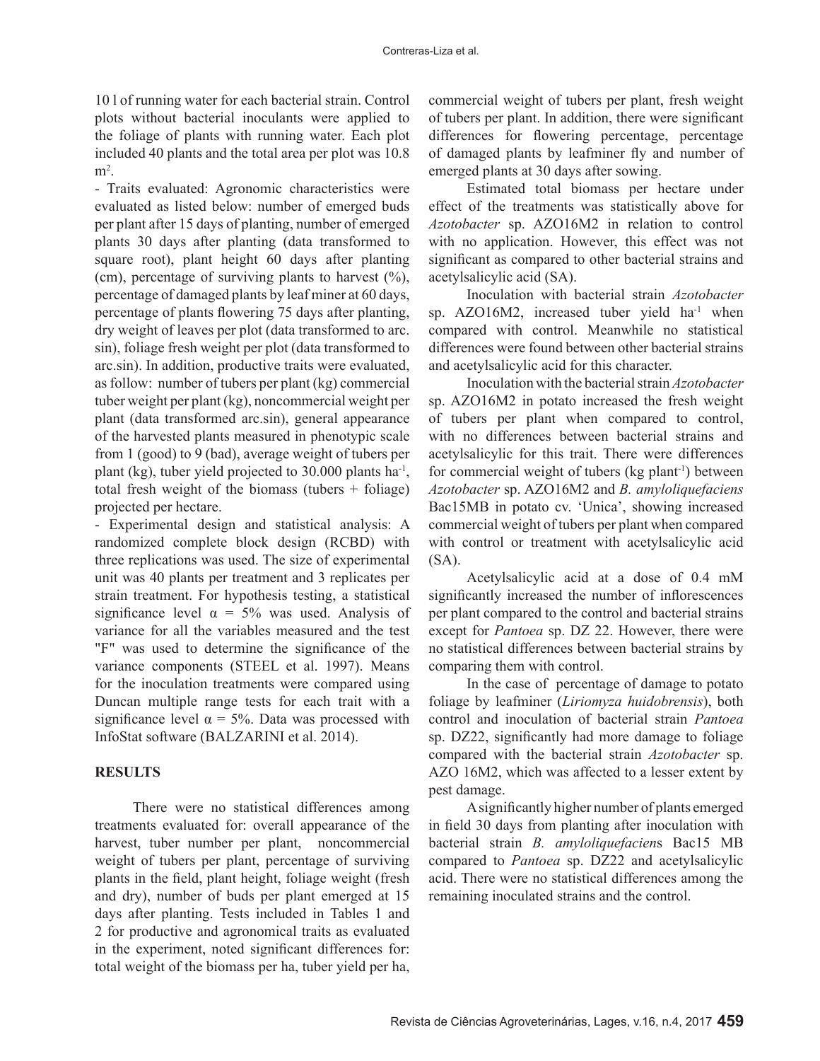10 l of running water for each bacterial strain. Control plots without bacterial inoculants were applied to the foliage of plants with running water. Each plot included 40 plants and the total area per plot was 10.8 $m^2$.

- Traits evaluated: Agronomic characteristics were evaluated as listed below: number of emerged buds per plant after 15 days of planting, number of emerged plants 30 days after planting (data transformed to square root), plant height 60 days after planting (cm), percentage of surviving plants to harvest (%), percentage of damaged plants by leaf miner at 60 days, percentage of plants flowering 75 days after planting, dry weight of leaves per plot (data transformed to arc. sin), foliage fresh weight per plot (data transformed to arc.sin). In addition, productive traits were evaluated, as follow: number of tubers per plant (kg) commercial tuber weight per plant (kg), noncommercial weight per plant (data transformed arc.sin), general appearance of the harvested plants measured in phenotypic scale from 1 (good) to 9 (bad), average weight of tubers per plant (kg), tuber yield projected to 30.000 plants $ha^{-1}$, total fresh weight of the biomass (tubers + foliage) projected per hectare.

- Experimental design and statistical analysis: A randomized complete block design (RCBD) with three replications was used. The size of experimental unit was 40 plants per treatment and 3 replicates per strain treatment. For hypothesis testing, a statistical significance level $\alpha$ = 5% was used. Analysis of variance for all the variables measured and the test "F" was used to determine the significance of the variance components (STEEL et al. 1997). Means for the inoculation treatments were compared using Duncan multiple range tests for each trait with a significance level $\alpha$ = 5%. Data was processed with InfoStat software (BALZARINI et al. 2014).

## RESULTS

There were no statistical differences among treatments evaluated for: overall appearance of the harvest, tuber number per plant, noncommercial weight of tubers per plant, percentage of surviving plants in the field, plant height, foliage weight (fresh and dry), number of buds per plant emerged at 15 days after planting. Tests included in Tables 1 and 2 for productive and agronomical traits as evaluated in the experiment, noted significant differences for: total weight of the biomass per ha, tuber yield per ha, commercial weight of tubers per plant, fresh weight of tubers per plant. In addition, there were significant differences for flowering percentage, percentage of damaged plants by leafminer fly and number of emerged plants at 30 days after sowing.

Estimated total biomass per hectare under effect of the treatments was statistically above for *Azotobacter* sp. AZO16M2 in relation to control with no application. However, this effect was not significant as compared to other bacterial strains and acetylsalicylic acid (SA).

Inoculation with bacterial strain *Azotobacter* sp. AZO16M2, increased tuber yield $ha^{-1}$ when compared with control. Meanwhile no statistical differences were found between other bacterial strains and acetylsalicylic acid for this character.

Inoculation with the bacterial strain *Azotobacter* sp. AZO16M2 in potato increased the fresh weight of tubers per plant when compared to control, with no differences between bacterial strains and acetylsalicylic for this trait. There were differences for commercial weight of tubers (kg $plant^{-1}$) between *Azotobacter* sp. AZO16M2 and *B. amyloliquefaciens* Bac15MB in potato cv. 'Unica', showing increased commercial weight of tubers per plant when compared with control or treatment with acetylsalicylic acid (SA).

Acetylsalicylic acid at a dose of 0.4 mM significantly increased the number of inflorescences per plant compared to the control and bacterial strains except for *Pantoea* sp. DZ 22. However, there were no statistical differences between bacterial strains by comparing them with control.

In the case of percentage of damage to potato foliage by leafminer (*Liriomyza huidobrensis*), both control and inoculation of bacterial strain *Pantoea* sp. DZ22, significantly had more damage to foliage compared with the bacterial strain *Azotobacter* sp. AZO 16M2, which was affected to a lesser extent by pest damage.

A significantly higher number of plants emerged in field 30 days from planting after inoculation with bacterial strain *B. amyloliquefaciens* Bac15 MB compared to *Pantoea* sp. DZ22 and acetylsalicylic acid. There were no statistical differences among the remaining inoculated strains and the control.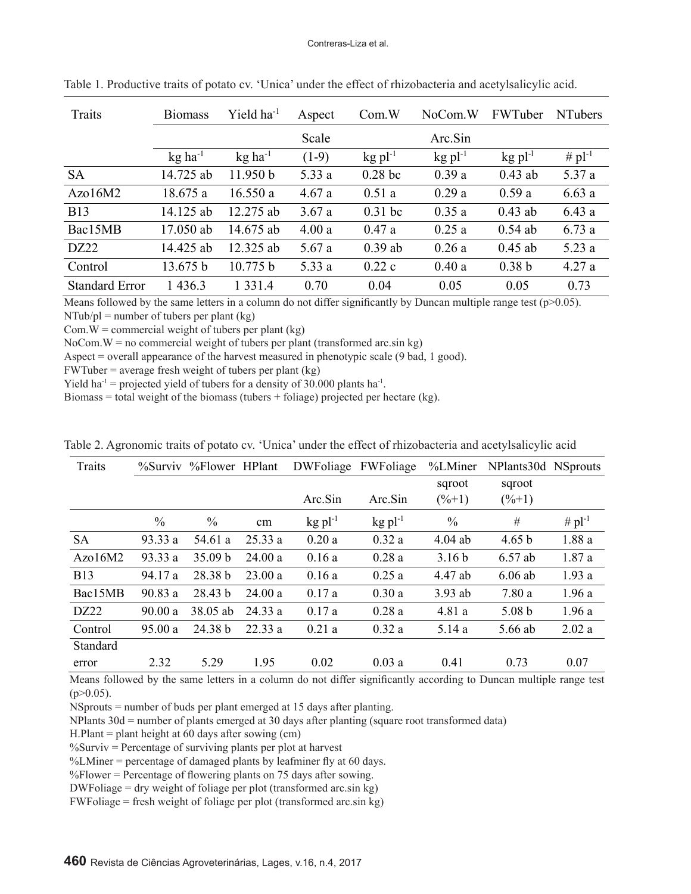Table 1. Productive traits of potato cv. 'Unica' under the effect of rhizobacteria and acetylsalicylic acid.

| Traits | Biomass | Yield ha$^{-1}$ | Aspect | Com.W | NoCom.W | FWTuber | NTubers |
|---|---|---|---|---|---|---|---|
| | | | Scale | | Arc.Sin | | |
| | kg ha$^{-1}$ | kg ha$^{-1}$ | (1-9) | kg pl$^{-1}$ | kg pl$^{-1}$ | kg pl$^{-1}$ | # pl$^{-1}$ |
| SA | 14.725 ab | 11.950 b | 5.33 a | 0.28 bc | 0.39 a | 0.43 ab | 5.37 a |
| Azo16M2 | 18.675 a | 16.550 a | 4.67 a | 0.51 a | 0.29 a | 0.59 a | 6.63 a |
| B13 | 14.125 ab | 12.275 ab | 3.67 a | 0.31 bc | 0.35 a | 0.43 ab | 6.43 a |
| Bac15MB | 17.050 ab | 14.675 ab | 4.00 a | 0.47 a | 0.25 a | 0.54 ab | 6.73 a |
| DZ22 | 14.425 ab | 12.325 ab | 5.67 a | 0.39 ab | 0.26 a | 0.45 ab | 5.23 a |
| Control | 13.675 b | 10.775 b | 5.33 a | 0.22 c | 0.40 a | 0.38 b | 4.27 a |
| Standard Error | 1 436.3 | 1 331.4 | 0.70 | 0.04 | 0.05 | 0.05 | 0.73 |

Means followed by the same letters in a column do not differ significantly by Duncan multiple range test (p>0.05).
NTub/pl = number of tubers per plant (kg)
Com.W = commercial weight of tubers per plant (kg)
NoCom.W = no commercial weight of tubers per plant (transformed arc.sin kg)
Aspect = overall appearance of the harvest measured in phenotypic scale (9 bad, 1 good).
FWTuber = average fresh weight of tubers per plant (kg)
Yield ha$^{-1}$ = projected yield of tubers for a density of 30.000 plants ha$^{-1}$.
Biomass = total weight of the biomass (tubers + foliage) projected per hectare (kg).

Table 2. Agronomic traits of potato cv. 'Unica' under the effect of rhizobacteria and acetylsalicylic acid

| Traits | %Surviv | %Flower | HPlant | DWFoliage | FWFoliage | %LMiner | NPlants30d | NSprouts |
|---|---|---|---|---|---|---|---|---|
| | | | | Arc.Sin | Arc.Sin | sqroot (%+1) | sqroot (%+1) | |
| | % | % | cm | kg pl$^{-1}$ | kg pl$^{-1}$ | % | # | # pl$^{-1}$ |
| SA | 93.33 a | 54.61 a | 25.33 a | 0.20 a | 0.32 a | 4.04 ab | 4.65 b | 1.88 a |
| Azo16M2 | 93.33 a | 35.09 b | 24.00 a | 0.16 a | 0.28 a | 3.16 b | 6.57 ab | 1.87 a |
| B13 | 94.17 a | 28.38 b | 23.00 a | 0.16 a | 0.25 a | 4.47 ab | 6.06 ab | 1.93 a |
| Bac15MB | 90.83 a | 28.43 b | 24.00 a | 0.17 a | 0.30 a | 3.93 ab | 7.80 a | 1.96 a |
| DZ22 | 90.00 a | 38.05 ab | 24.33 a | 0.17 a | 0.28 a | 4.81 a | 5.08 b | 1.96 a |
| Control | 95.00 a | 24.38 b | 22.33 a | 0.21 a | 0.32 a | 5.14 a | 5.66 ab | 2.02 a |
| Standard error | 2.32 | 5.29 | 1.95 | 0.02 | 0.03 a | 0.41 | 0.73 | 0.07 |

Means followed by the same letters in a column do not differ significantly according to Duncan multiple range test (p>0.05).
NSprouts = number of buds per plant emerged at 15 days after planting.
NPlants 30d = number of plants emerged at 30 days after planting (square root transformed data)
H.Plant = plant height at 60 days after sowing (cm)
%Surviv = Percentage of surviving plants per plot at harvest
%LMiner = percentage of damaged plants by leafminer fly at 60 days.
%Flower = Percentage of flowering plants on 75 days after sowing.
DWFoliage = dry weight of foliage per plot (transformed arc.sin kg)
FWFoliage = fresh weight of foliage per plot (transformed arc.sin kg)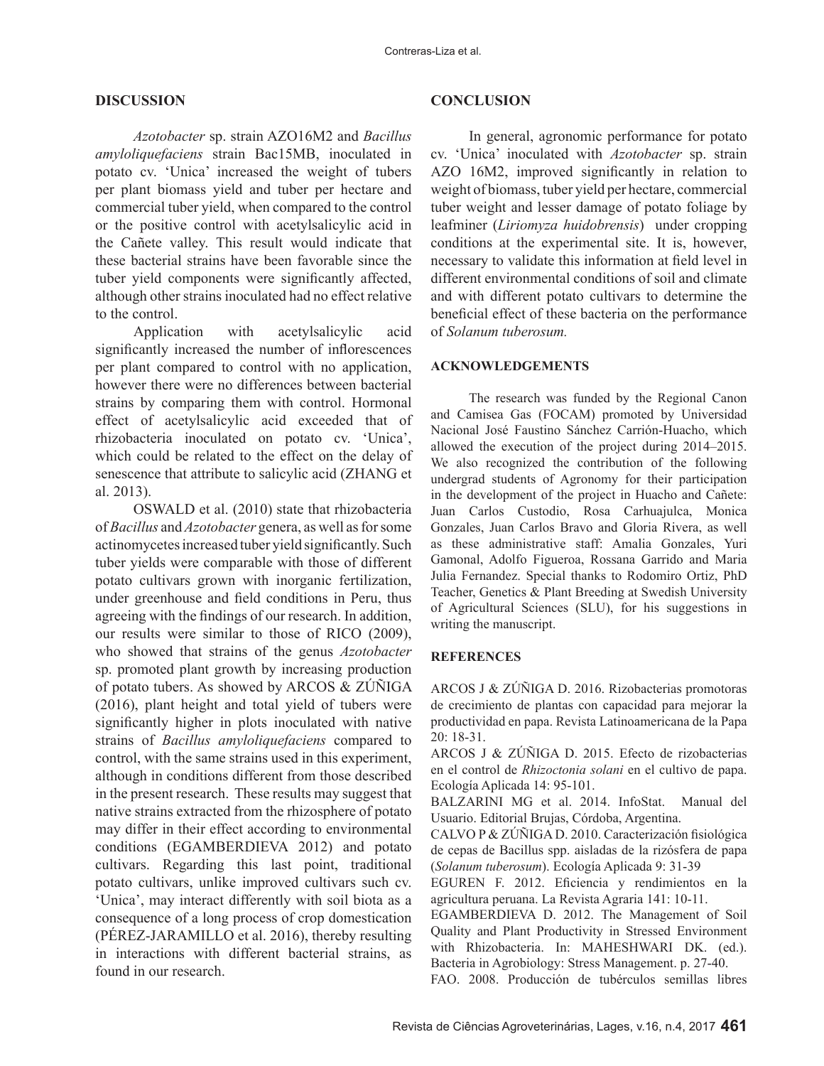## DISCUSSION

*Azotobacter* sp. strain AZO16M2 and *Bacillus amyloliquefaciens* strain Bac15MB, inoculated in potato cv. 'Unica' increased the weight of tubers per plant biomass yield and tuber per hectare and commercial tuber yield, when compared to the control or the positive control with acetylsalicylic acid in the Cañete valley. This result would indicate that these bacterial strains have been favorable since the tuber yield components were significantly affected, although other strains inoculated had no effect relative to the control.

Application with acetylsalicylic acid significantly increased the number of inflorescences per plant compared to control with no application, however there were no differences between bacterial strains by comparing them with control. Hormonal effect of acetylsalicylic acid exceeded that of rhizobacteria inoculated on potato cv. 'Unica', which could be related to the effect on the delay of senescence that attribute to salicylic acid (ZHANG et al. 2013).

OSWALD et al. (2010) state that rhizobacteria of *Bacillus* and *Azotobacter* genera, as well as for some actinomycetes increased tuber yield significantly. Such tuber yields were comparable with those of different potato cultivars grown with inorganic fertilization, under greenhouse and field conditions in Peru, thus agreeing with the findings of our research. In addition, our results were similar to those of RICO (2009), who showed that strains of the genus *Azotobacter* sp. promoted plant growth by increasing production of potato tubers. As showed by ARCOS & ZÚÑIGA (2016), plant height and total yield of tubers were significantly higher in plots inoculated with native strains of *Bacillus amyloliquefaciens* compared to control, with the same strains used in this experiment, although in conditions different from those described in the present research. These results may suggest that native strains extracted from the rhizosphere of potato may differ in their effect according to environmental conditions (EGAMBERDIEVA 2012) and potato cultivars. Regarding this last point, traditional potato cultivars, unlike improved cultivars such cv. 'Unica', may interact differently with soil biota as a consequence of a long process of crop domestication (PÉREZ-JARAMILLO et al. 2016), thereby resulting in interactions with different bacterial strains, as found in our research.

## CONCLUSION

In general, agronomic performance for potato cv. 'Unica' inoculated with *Azotobacter* sp. strain AZO 16M2, improved significantly in relation to weight of biomass, tuber yield per hectare, commercial tuber weight and lesser damage of potato foliage by leafminer (*Liriomyza huidobrensis*) under cropping conditions at the experimental site. It is, however, necessary to validate this information at field level in different environmental conditions of soil and climate and with different potato cultivars to determine the beneficial effect of these bacteria on the performance of *Solanum tuberosum.*

### ACKNOWLEDGEMENTS

The research was funded by the Regional Canon and Camisea Gas (FOCAM) promoted by Universidad Nacional José Faustino Sánchez Carrión-Huacho, which allowed the execution of the project during 2014–2015. We also recognized the contribution of the following undergrad students of Agronomy for their participation in the development of the project in Huacho and Cañete: Juan Carlos Custodio, Rosa Carhuajulca, Monica Gonzales, Juan Carlos Bravo and Gloria Rivera, as well as these administrative staff: Amalia Gonzales, Yuri Gamonal, Adolfo Figueroa, Rossana Garrido and Maria Julia Fernandez. Special thanks to Rodomiro Ortiz, PhD Teacher, Genetics & Plant Breeding at Swedish University of Agricultural Sciences (SLU), for his suggestions in writing the manuscript.

### REFERENCES

ARCOS J & ZÚÑIGA D. 2016. Rizobacterias promotoras de crecimiento de plantas con capacidad para mejorar la productividad en papa. Revista Latinoamericana de la Papa 20: 18-31.

ARCOS J & ZÚÑIGA D. 2015. Efecto de rizobacterias en el control de *Rhizoctonia solani* en el cultivo de papa. Ecología Aplicada 14: 95-101.

BALZARINI MG et al. 2014. InfoStat. Manual del Usuario. Editorial Brujas, Córdoba, Argentina.

CALVO P & ZÚÑIGA D. 2010. Caracterización fisiológica de cepas de Bacillus spp. aisladas de la rizósfera de papa (*Solanum tuberosum*). Ecología Aplicada 9: 31-39

EGUREN F. 2012. Eficiencia y rendimientos en la agricultura peruana. La Revista Agraria 141: 10-11.

EGAMBERDIEVA D. 2012. The Management of Soil Quality and Plant Productivity in Stressed Environment with Rhizobacteria. In: MAHESHWARI DK. (ed.). Bacteria in Agrobiology: Stress Management. p. 27-40.

FAO. 2008. Producción de tubérculos semillas libres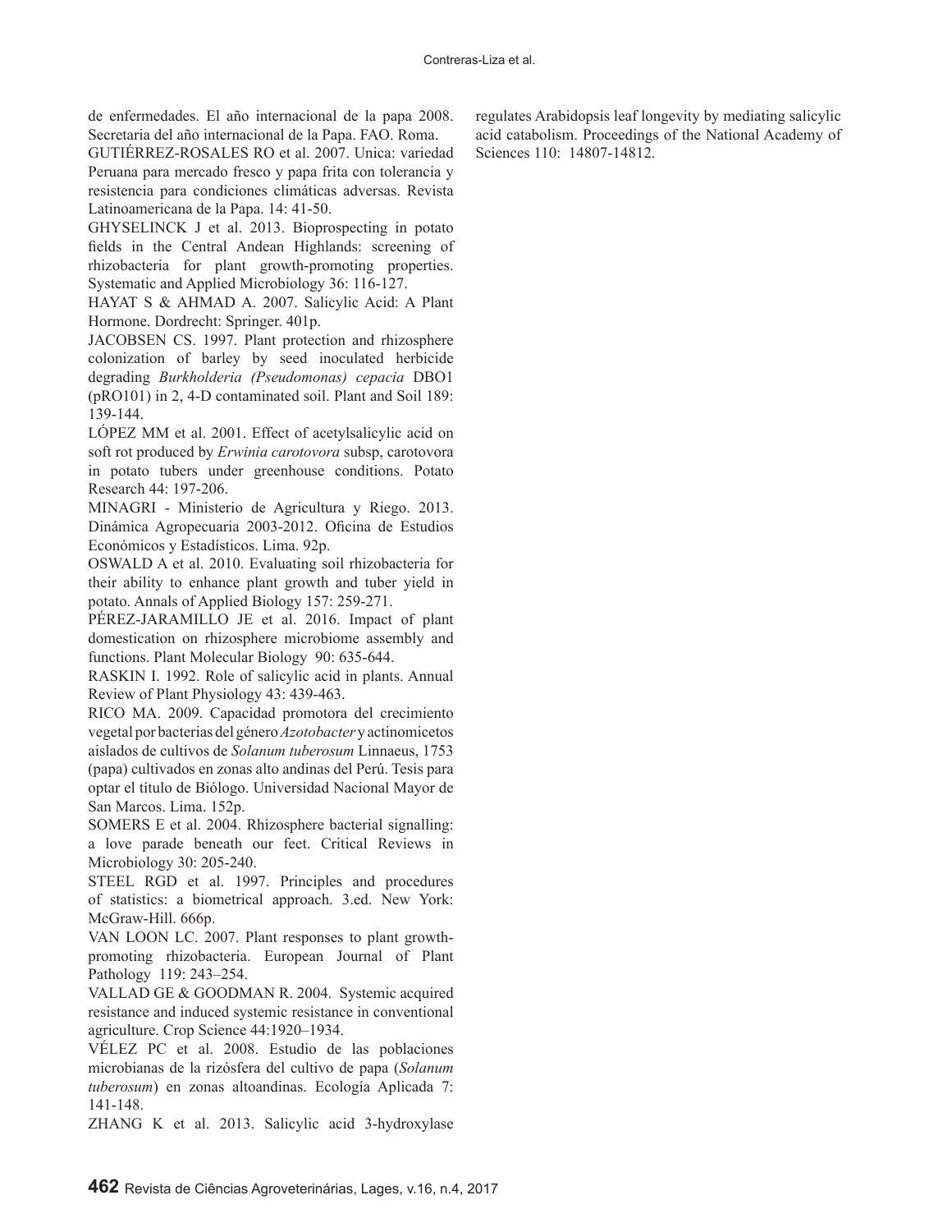de enfermedades. El año internacional de la papa 2008. Secretaria del año internacional de la Papa. FAO. Roma.

GUTIÉRREZ-ROSALES RO et al. 2007. Unica: variedad Peruana para mercado fresco y papa frita con tolerancia y resistencia para condiciones climáticas adversas. Revista Latinoamericana de la Papa. 14: 41-50.

GHYSELINCK J et al. 2013. Bioprospecting in potato fields in the Central Andean Highlands: screening of rhizobacteria for plant growth-promoting properties. Systematic and Applied Microbiology 36: 116-127.

HAYAT S & AHMAD A. 2007. Salicylic Acid: A Plant Hormone. Dordrecht: Springer. 401p.

JACOBSEN CS. 1997. Plant protection and rhizosphere colonization of barley by seed inoculated herbicide degrading *Burkholderia (Pseudomonas) cepacia* DBO1 (pRO101) in 2, 4-D contaminated soil. Plant and Soil 189: 139-144.

LÓPEZ MM et al. 2001. Effect of acetylsalicylic acid on soft rot produced by *Erwinia carotovora* subsp, carotovora in potato tubers under greenhouse conditions. Potato Research 44: 197-206.

MINAGRI - Ministerio de Agricultura y Riego. 2013. Dinámica Agropecuaria 2003-2012. Oficina de Estudios Económicos y Estadísticos. Lima. 92p.

OSWALD A et al. 2010. Evaluating soil rhizobacteria for their ability to enhance plant growth and tuber yield in potato. Annals of Applied Biology 157: 259-271.

PÉREZ-JARAMILLO JE et al. 2016. Impact of plant domestication on rhizosphere microbiome assembly and functions. Plant Molecular Biology 90: 635-644.

RASKIN I. 1992. Role of salicylic acid in plants. Annual Review of Plant Physiology 43: 439-463.

RICO MA. 2009. Capacidad promotora del crecimiento vegetal por bacterias del género *Azotobacter* y actinomicetos aislados de cultivos de *Solanum tuberosum* Linnaeus, 1753 (papa) cultivados en zonas alto andinas del Perú. Tesis para optar el título de Biólogo. Universidad Nacional Mayor de San Marcos. Lima. 152p.

SOMERS E et al. 2004. Rhizosphere bacterial signalling: a love parade beneath our feet. Critical Reviews in Microbiology 30: 205-240.

STEEL RGD et al. 1997. Principles and procedures of statistics: a biometrical approach. 3.ed. New York: McGraw-Hill. 666p.

VAN LOON LC. 2007. Plant responses to plant growth-promoting rhizobacteria. European Journal of Plant Pathology 119: 243–254.

VALLAD GE & GOODMAN R. 2004. Systemic acquired resistance and induced systemic resistance in conventional agriculture. Crop Science 44:1920–1934.

VÉLEZ PC et al. 2008. Estudio de las poblaciones microbianas de la rizósfera del cultivo de papa (*Solanum tuberosum*) en zonas altoandinas. Ecología Aplicada 7: 141-148.

ZHANG K et al. 2013. Salicylic acid 3-hydroxylase regulates Arabidopsis leaf longevity by mediating salicylic acid catabolism. Proceedings of the National Academy of Sciences 110: 14807-14812.